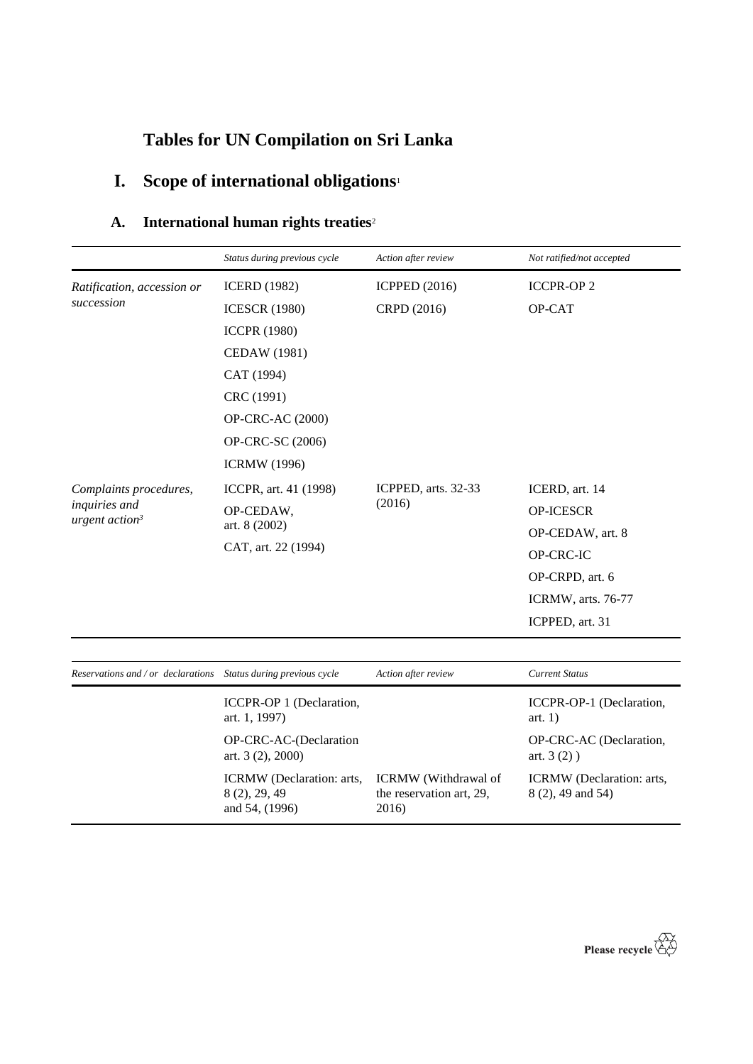# Tables for UN Compilation on Sri Lanka

## I. Scope of international obligations[1]

### A. International human rights treaties[2]

| | *Status during previous cycle* | *Action after review* | *Not ratified/not accepted* |
|---|---|---|---|
| *Ratification, accession or succession* | ICERD (1982)<br>ICESCR (1980)<br>ICCPR (1980)<br>CEDAW (1981)<br>CAT (1994)<br>CRC (1991)<br>OP-CRC-AC (2000)<br>OP-CRC-SC (2006)<br>ICRMW (1996) | ICPPED (2016)<br>CRPD (2016) | ICCPR-OP 2<br>OP-CAT |
| *Complaints procedures, inquiries and urgent action[3]* | ICCPR, art. 41 (1998)<br>OP-CEDAW, art. 8 (2002)<br>CAT, art. 22 (1994) | ICPPED, arts. 32-33 (2016) | ICERD, art. 14<br>OP-ICESCR<br>OP-CEDAW, art. 8<br>OP-CRC-IC<br>OP-CRPD, art. 6<br>ICRMW, arts. 76-77<br>ICPPED, art. 31 |

| *Reservations and / or declarations* | *Status during previous cycle* | *Action after review* | *Current Status* |
|---|---|---|---|
| | ICCPR-OP 1 (Declaration, art. 1, 1997) | | ICCPR-OP-1 (Declaration, art. 1) |
| | OP-CRC-AC-(Declaration art. 3 (2), 2000) | | OP-CRC-AC (Declaration, art. 3 (2) ) |
| | ICRMW (Declaration: arts, 8 (2), 29, 49 and 54, (1996) | ICRMW (Withdrawal of the reservation art, 29, 2016) | ICRMW (Declaration: arts, 8 (2), 49 and 54) |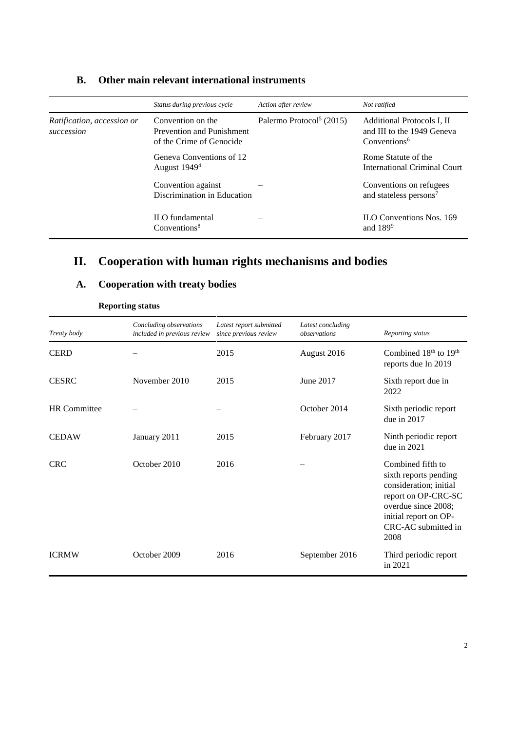## B. Other main relevant international instruments

| | *Status during previous cycle* | *Action after review* | *Not ratified* |
|---|---|---|---|
| *Ratification, accession or succession* | Convention on the Prevention and Punishment of the Crime of Genocide | Palermo Protocol[5] (2015) | Additional Protocols I, II and III to the 1949 Geneva Conventions[6] |
| | Geneva Conventions of 12 August 1949[4] | | Rome Statute of the International Criminal Court |
| | Convention against Discrimination in Education | – | Conventions on refugees and stateless persons[7] |
| | ILO fundamental Conventions[8] | – | ILO Conventions Nos. 169 and 189[9] |

# II. Cooperation with human rights mechanisms and bodies

## A. Cooperation with treaty bodies

**Reporting status**

| *Treaty body* | *Concluding observations included in previous review* | *Latest report submitted since previous review* | *Latest concluding observations* | *Reporting status* |
|---|---|---|---|---|
| CERD | – | 2015 | August 2016 | Combined 18th to 19th reports due In 2019 |
| CESRC | November 2010 | 2015 | June 2017 | Sixth report due in 2022 |
| HR Committee | – | – | October 2014 | Sixth periodic report due in 2017 |
| CEDAW | January 2011 | 2015 | February 2017 | Ninth periodic report due in 2021 |
| CRC | October 2010 | 2016 | – | Combined fifth to sixth reports pending consideration; initial report on OP-CRC-SC overdue since 2008; initial report on OP-CRC-AC submitted in 2008 |
| ICRMW | October 2009 | 2016 | September 2016 | Third periodic report in 2021 |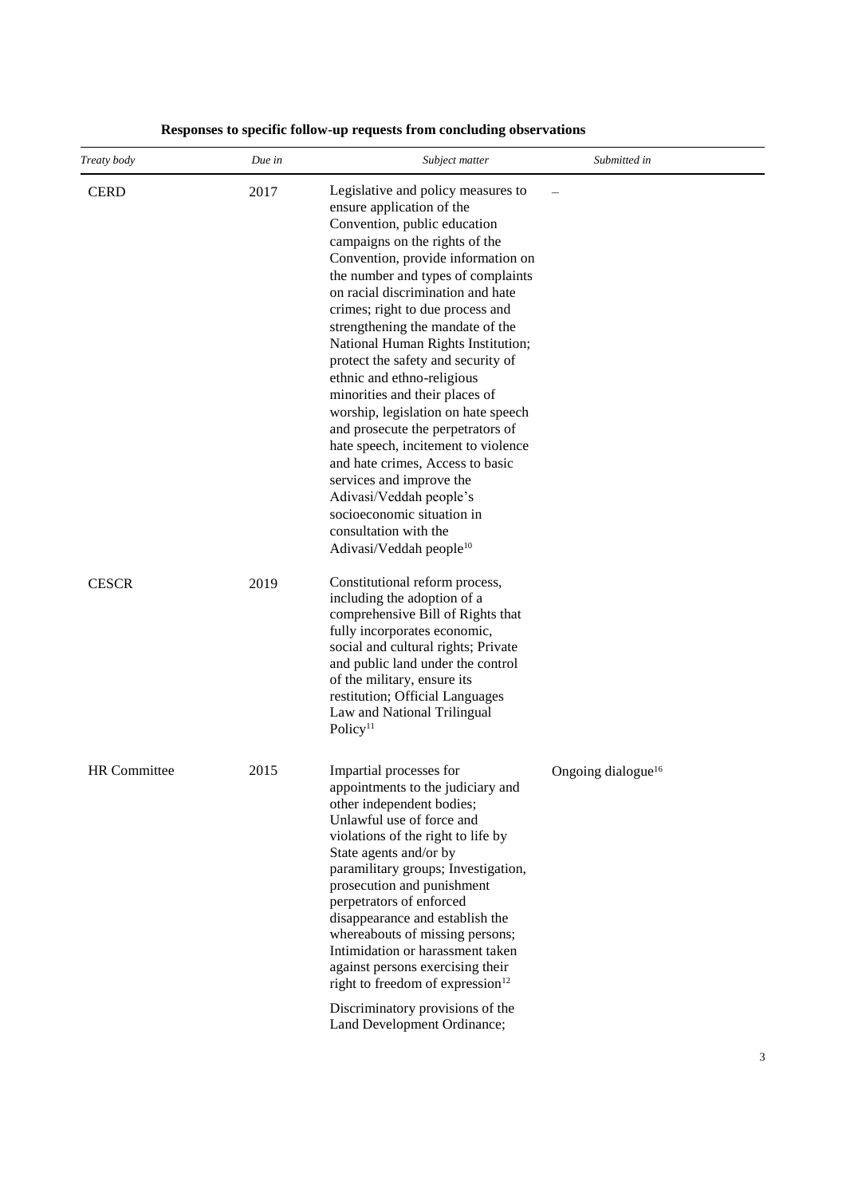**Responses to specific follow-up requests from concluding observations**

| *Treaty body* | *Due in* | *Subject matter* | *Submitted in* |
|---|---|---|---|
| CERD | 2017 | Legislative and policy measures to ensure application of the Convention, public education campaigns on the rights of the Convention, provide information on the number and types of complaints on racial discrimination and hate crimes; right to due process and strengthening the mandate of the National Human Rights Institution; protect the safety and security of ethnic and ethno-religious minorities and their places of worship, legislation on hate speech and prosecute the perpetrators of hate speech, incitement to violence and hate crimes, Access to basic services and improve the Adivasi/Veddah people's socioeconomic situation in consultation with the Adivasi/Veddah people[10] | – |
| CESCR | 2019 | Constitutional reform process, including the adoption of a comprehensive Bill of Rights that fully incorporates economic, social and cultural rights; Private and public land under the control of the military, ensure its restitution; Official Languages Law and National Trilingual Policy[11] | |
| HR Committee | 2015 | Impartial processes for appointments to the judiciary and other independent bodies; Unlawful use of force and violations of the right to life by State agents and/or by paramilitary groups; Investigation, prosecution and punishment perpetrators of enforced disappearance and establish the whereabouts of missing persons; Intimidation or harassment taken against persons exercising their right to freedom of expression[12] | Ongoing dialogue[16] |
| | | Discriminatory provisions of the Land Development Ordinance; | |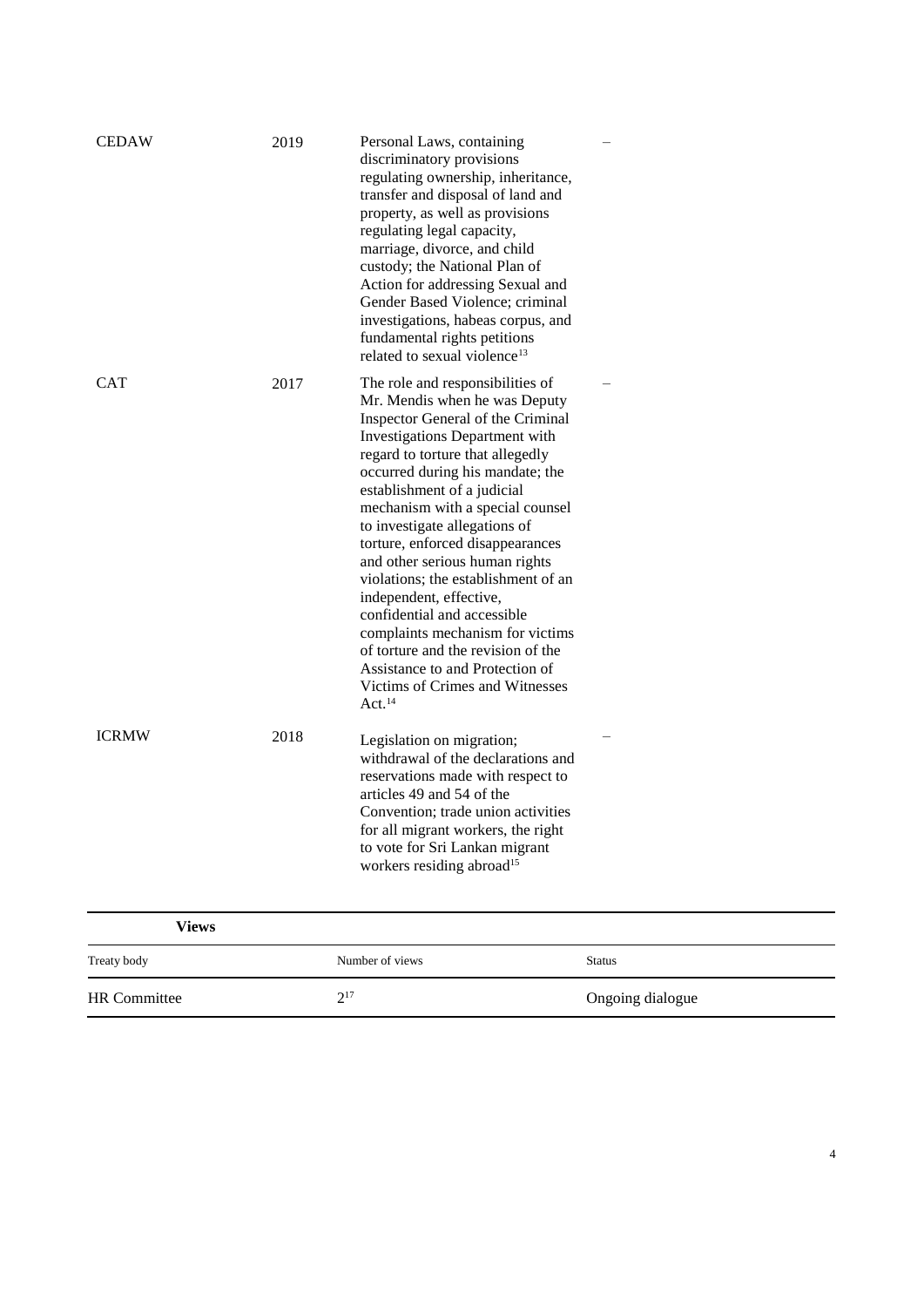| | | | |
|---|---|---|---|
| CEDAW | 2019 | Personal Laws, containing discriminatory provisions regulating ownership, inheritance, transfer and disposal of land and property, as well as provisions regulating legal capacity, marriage, divorce, and child custody; the National Plan of Action for addressing Sexual and Gender Based Violence; criminal investigations, habeas corpus, and fundamental rights petitions related to sexual violence[13] | – |
| CAT | 2017 | The role and responsibilities of Mr. Mendis when he was Deputy Inspector General of the Criminal Investigations Department with regard to torture that allegedly occurred during his mandate; the establishment of a judicial mechanism with a special counsel to investigate allegations of torture, enforced disappearances and other serious human rights violations; the establishment of an independent, effective, confidential and accessible complaints mechanism for victims of torture and the revision of the Assistance to and Protection of Victims of Crimes and Witnesses Act.[14] | – |
| ICRMW | 2018 | Legislation on migration; withdrawal of the declarations and reservations made with respect to articles 49 and 54 of the Convention; trade union activities for all migrant workers, the right to vote for Sri Lankan migrant workers residing abroad[15] | – |

**Views**

| Treaty body | Number of views | Status |
|---|---|---|
| HR Committee | 2[17] | Ongoing dialogue |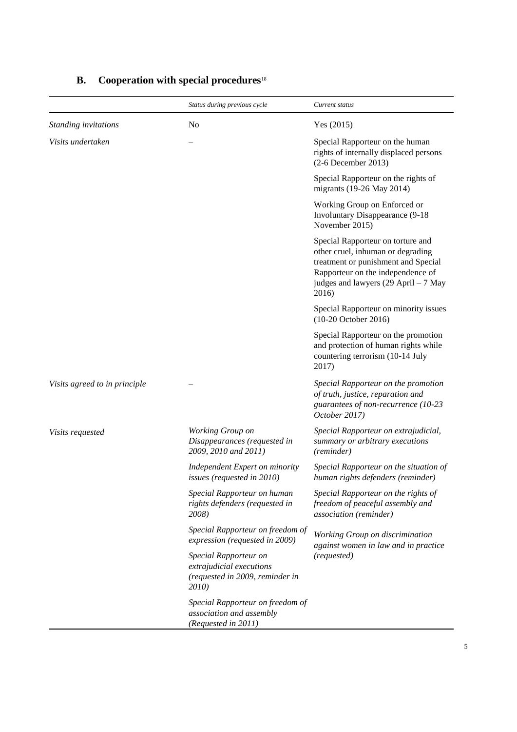## B. Cooperation with special procedures[18]

| | *Status during previous cycle* | *Current status* |
|---|---|---|
| *Standing invitations* | No | Yes (2015) |
| *Visits undertaken* | – | Special Rapporteur on the human rights of internally displaced persons (2-6 December 2013) |
| | | Special Rapporteur on the rights of migrants (19-26 May 2014) |
| | | Working Group on Enforced or Involuntary Disappearance (9-18 November 2015) |
| | | Special Rapporteur on torture and other cruel, inhuman or degrading treatment or punishment and Special Rapporteur on the independence of judges and lawyers (29 April – 7 May 2016) |
| | | Special Rapporteur on minority issues (10-20 October 2016) |
| | | Special Rapporteur on the promotion and protection of human rights while countering terrorism (10-14 July 2017) |
| *Visits agreed to in principle* | – | *Special Rapporteur on the promotion of truth, justice, reparation and guarantees of non-recurrence (10-23 October 2017)* |
| *Visits requested* | *Working Group on Disappearances (requested in 2009, 2010 and 2011)* | *Special Rapporteur on extrajudicial, summary or arbitrary executions (reminder)* |
| | *Independent Expert on minority issues (requested in 2010)* | *Special Rapporteur on the situation of human rights defenders (reminder)* |
| | *Special Rapporteur on human rights defenders (requested in 2008)* | *Special Rapporteur on the rights of freedom of peaceful assembly and association (reminder)* |
| | *Special Rapporteur on freedom of expression (requested in 2009)* | *Working Group on discrimination against women in law and in practice (requested)* |
| | *Special Rapporteur on extrajudicial executions (requested in 2009, reminder in 2010)* | |
| | *Special Rapporteur on freedom of association and assembly (Requested in 2011)* | |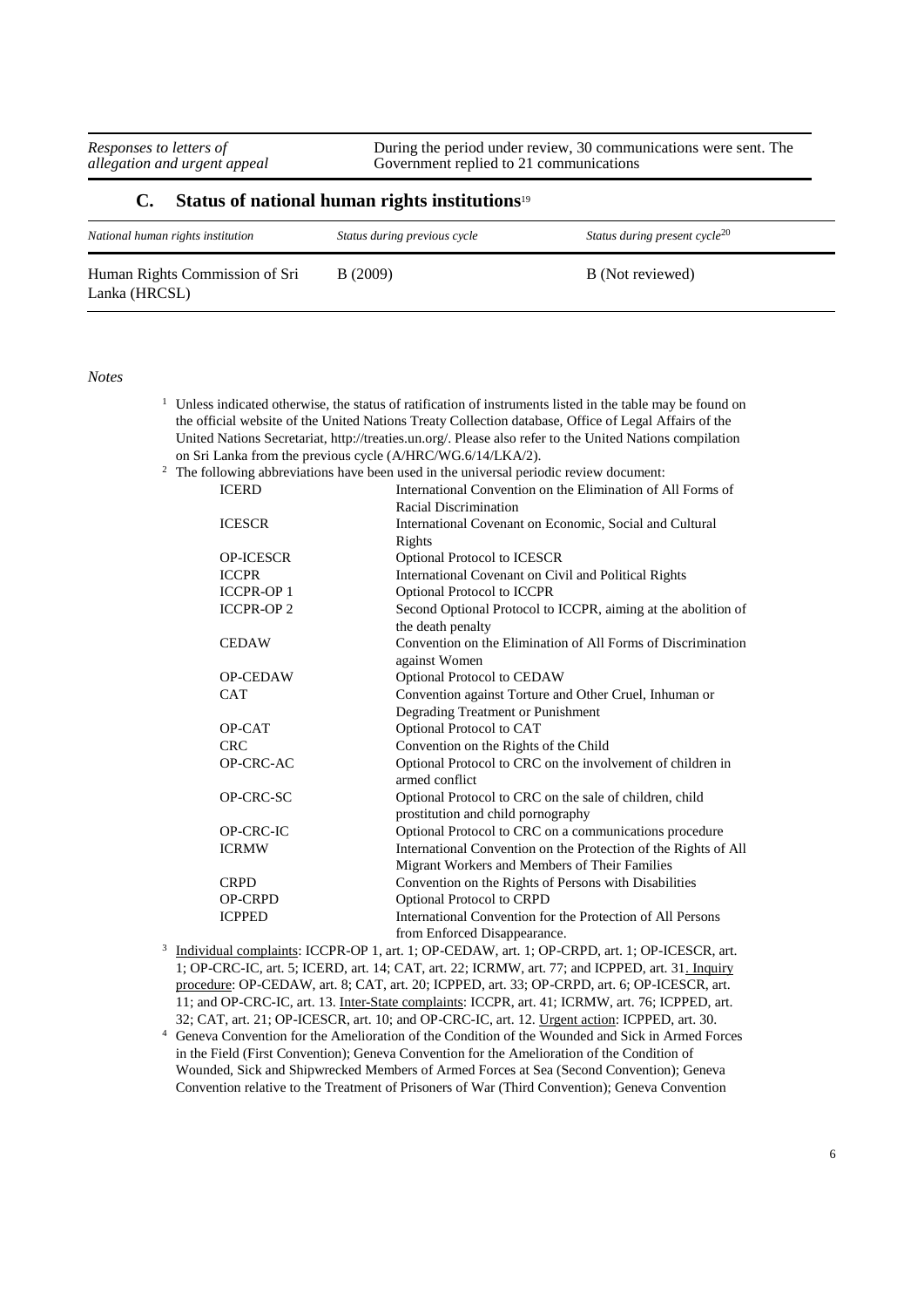| | |
|---|---|
| *Responses to letters of allegation and urgent appeal* | During the period under review, 30 communications were sent. The Government replied to 21 communications |

## C. Status of national human rights institutions[19]

| *National human rights institution* | *Status during previous cycle* | *Status during present cycle*[20] |
|---|---|---|
| Human Rights Commission of Sri Lanka (HRCSL) | B (2009) | B (Not reviewed) |

*Notes*

[1] Unless indicated otherwise, the status of ratification of instruments listed in the table may be found on the official website of the United Nations Treaty Collection database, Office of Legal Affairs of the United Nations Secretariat, http://treaties.un.org/. Please also refer to the United Nations compilation on Sri Lanka from the previous cycle (A/HRC/WG.6/14/LKA/2).

[2] The following abbreviations have been used in the universal periodic review document:

| | |
|---|---|
| ICERD | International Convention on the Elimination of All Forms of Racial Discrimination |
| ICESCR | International Covenant on Economic, Social and Cultural Rights |
| OP-ICESCR | Optional Protocol to ICESCR |
| ICCPR | International Covenant on Civil and Political Rights |
| ICCPR-OP 1 | Optional Protocol to ICCPR |
| ICCPR-OP 2 | Second Optional Protocol to ICCPR, aiming at the abolition of the death penalty |
| CEDAW | Convention on the Elimination of All Forms of Discrimination against Women |
| OP-CEDAW | Optional Protocol to CEDAW |
| CAT | Convention against Torture and Other Cruel, Inhuman or Degrading Treatment or Punishment |
| OP-CAT | Optional Protocol to CAT |
| CRC | Convention on the Rights of the Child |
| OP-CRC-AC | Optional Protocol to CRC on the involvement of children in armed conflict |
| OP-CRC-SC | Optional Protocol to CRC on the sale of children, child prostitution and child pornography |
| OP-CRC-IC | Optional Protocol to CRC on a communications procedure |
| ICRMW | International Convention on the Protection of the Rights of All Migrant Workers and Members of Their Families |
| CRPD | Convention on the Rights of Persons with Disabilities |
| OP-CRPD | Optional Protocol to CRPD |
| ICPPED | International Convention for the Protection of All Persons from Enforced Disappearance. |

[3] Individual complaints: ICCPR-OP 1, art. 1; OP-CEDAW, art. 1; OP-CRPD, art. 1; OP-ICESCR, art. 1; OP-CRC-IC, art. 5; ICERD, art. 14; CAT, art. 22; ICRMW, art. 77; and ICPPED, art. 31. Inquiry procedure: OP-CEDAW, art. 8; CAT, art. 20; ICPPED, art. 33; OP-CRPD, art. 6; OP-ICESCR, art. 11; and OP-CRC-IC, art. 13. Inter-State complaints: ICCPR, art. 41; ICRMW, art. 76; ICPPED, art. 32; CAT, art. 21; OP-ICESCR, art. 10; and OP-CRC-IC, art. 12. Urgent action: ICPPED, art. 30.

[4] Geneva Convention for the Amelioration of the Condition of the Wounded and Sick in Armed Forces in the Field (First Convention); Geneva Convention for the Amelioration of the Condition of Wounded, Sick and Shipwrecked Members of Armed Forces at Sea (Second Convention); Geneva Convention relative to the Treatment of Prisoners of War (Third Convention); Geneva Convention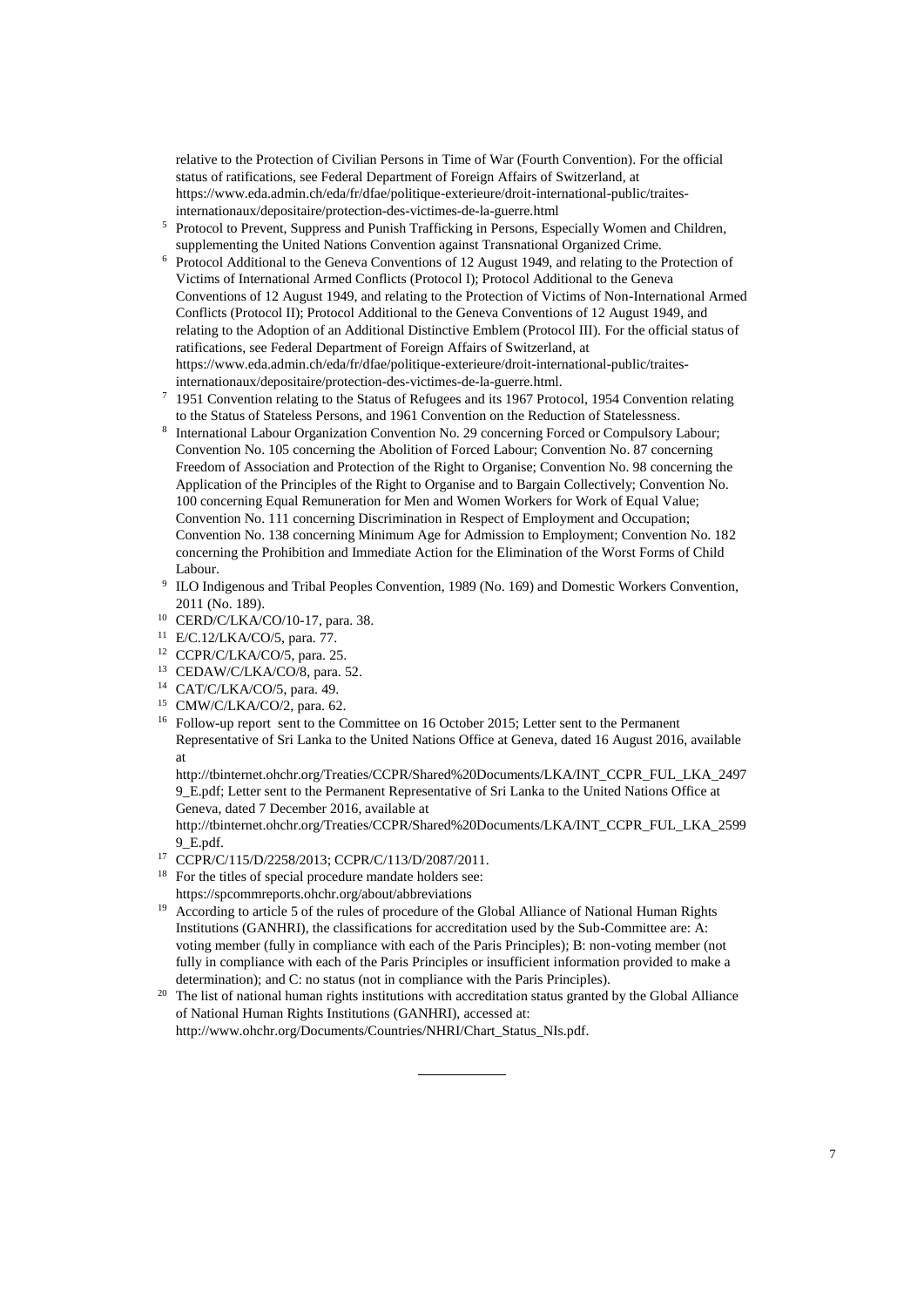relative to the Protection of Civilian Persons in Time of War (Fourth Convention). For the official status of ratifications, see Federal Department of Foreign Affairs of Switzerland, at https://www.eda.admin.ch/eda/fr/dfae/politique-exterieure/droit-international-public/traites-internationaux/depositaire/protection-des-victimes-de-la-guerre.html

[5] Protocol to Prevent, Suppress and Punish Trafficking in Persons, Especially Women and Children, supplementing the United Nations Convention against Transnational Organized Crime.

[6] Protocol Additional to the Geneva Conventions of 12 August 1949, and relating to the Protection of Victims of International Armed Conflicts (Protocol I); Protocol Additional to the Geneva Conventions of 12 August 1949, and relating to the Protection of Victims of Non-International Armed Conflicts (Protocol II); Protocol Additional to the Geneva Conventions of 12 August 1949, and relating to the Adoption of an Additional Distinctive Emblem (Protocol III). For the official status of ratifications, see Federal Department of Foreign Affairs of Switzerland, at https://www.eda.admin.ch/eda/fr/dfae/politique-exterieure/droit-international-public/traites-internationaux/depositaire/protection-des-victimes-de-la-guerre.html.

[7] 1951 Convention relating to the Status of Refugees and its 1967 Protocol, 1954 Convention relating to the Status of Stateless Persons, and 1961 Convention on the Reduction of Statelessness.

[8] International Labour Organization Convention No. 29 concerning Forced or Compulsory Labour; Convention No. 105 concerning the Abolition of Forced Labour; Convention No. 87 concerning Freedom of Association and Protection of the Right to Organise; Convention No. 98 concerning the Application of the Principles of the Right to Organise and to Bargain Collectively; Convention No. 100 concerning Equal Remuneration for Men and Women Workers for Work of Equal Value; Convention No. 111 concerning Discrimination in Respect of Employment and Occupation; Convention No. 138 concerning Minimum Age for Admission to Employment; Convention No. 182 concerning the Prohibition and Immediate Action for the Elimination of the Worst Forms of Child Labour.

[9] ILO Indigenous and Tribal Peoples Convention, 1989 (No. 169) and Domestic Workers Convention, 2011 (No. 189).

[10] CERD/C/LKA/CO/10-17, para. 38.

[11] E/C.12/LKA/CO/5, para. 77.

[12] CCPR/C/LKA/CO/5, para. 25.

[13] CEDAW/C/LKA/CO/8, para. 52.

[14] CAT/C/LKA/CO/5, para. 49.

[15] CMW/C/LKA/CO/2, para. 62.

[16] Follow-up report sent to the Committee on 16 October 2015; Letter sent to the Permanent Representative of Sri Lanka to the United Nations Office at Geneva, dated 16 August 2016, available at http://tbinternet.ohchr.org/Treaties/CCPR/Shared%20Documents/LKA/INT_CCPR_FUL_LKA_24979_E.pdf; Letter sent to the Permanent Representative of Sri Lanka to the United Nations Office at Geneva, dated 7 December 2016, available at http://tbinternet.ohchr.org/Treaties/CCPR/Shared%20Documents/LKA/INT_CCPR_FUL_LKA_25999_E.pdf.

[17] CCPR/C/115/D/2258/2013; CCPR/C/113/D/2087/2011.

[18] For the titles of special procedure mandate holders see: https://spcommreports.ohchr.org/about/abbreviations

[19] According to article 5 of the rules of procedure of the Global Alliance of National Human Rights Institutions (GANHRI), the classifications for accreditation used by the Sub-Committee are: A: voting member (fully in compliance with each of the Paris Principles); B: non-voting member (not fully in compliance with each of the Paris Principles or insufficient information provided to make a determination); and C: no status (not in compliance with the Paris Principles).

[20] The list of national human rights institutions with accreditation status granted by the Global Alliance of National Human Rights Institutions (GANHRI), accessed at: http://www.ohchr.org/Documents/Countries/NHRI/Chart_Status_NIs.pdf.